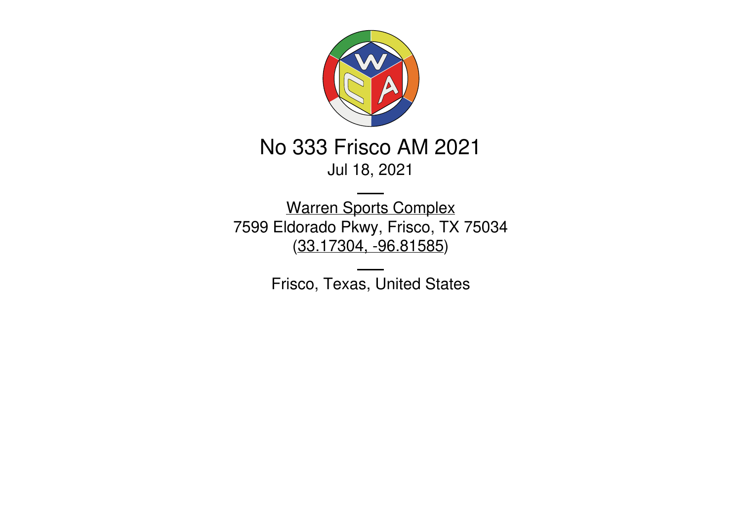# No 333 Frisco AM 2021

Jul 18, 2021

---

Warren Sports Complex
7599 Eldorado Pkwy, Frisco, TX 75034
(33.17304, -96.81585)

---

Frisco, Texas, United States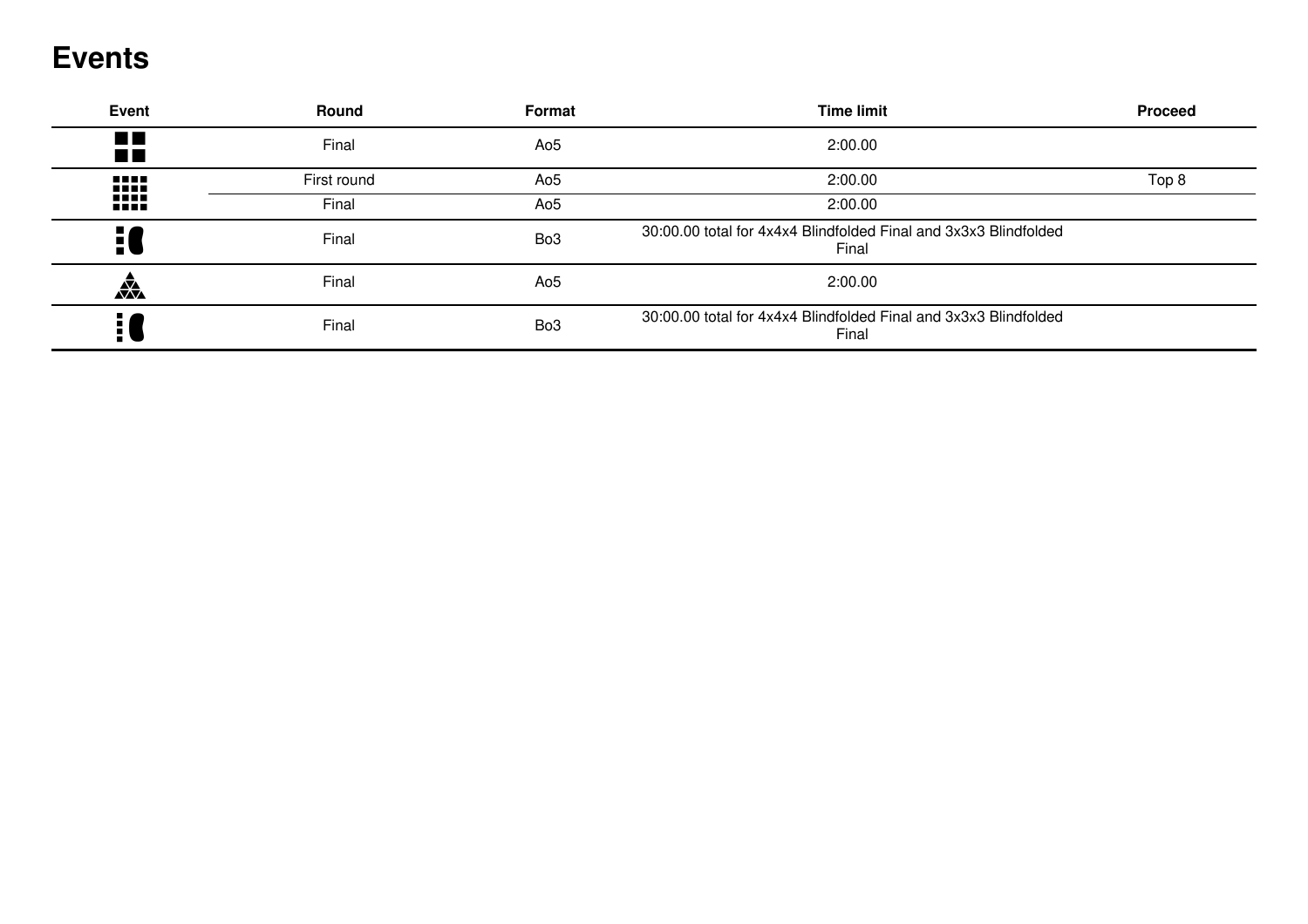# Events

| Event | Round | Format | Time limit | Proceed |
|---|---|---|---|---|
| | Final | Ao5 | 2:00.00 | |
| | First round | Ao5 | 2:00.00 | Top 8 |
| | Final | Ao5 | 2:00.00 | |
| | Final | Bo3 | 30:00.00 total for 4x4x4 Blindfolded Final and 3x3x3 Blindfolded Final | |
| | Final | Ao5 | 2:00.00 | |
| | Final | Bo3 | 30:00.00 total for 4x4x4 Blindfolded Final and 3x3x3 Blindfolded Final | |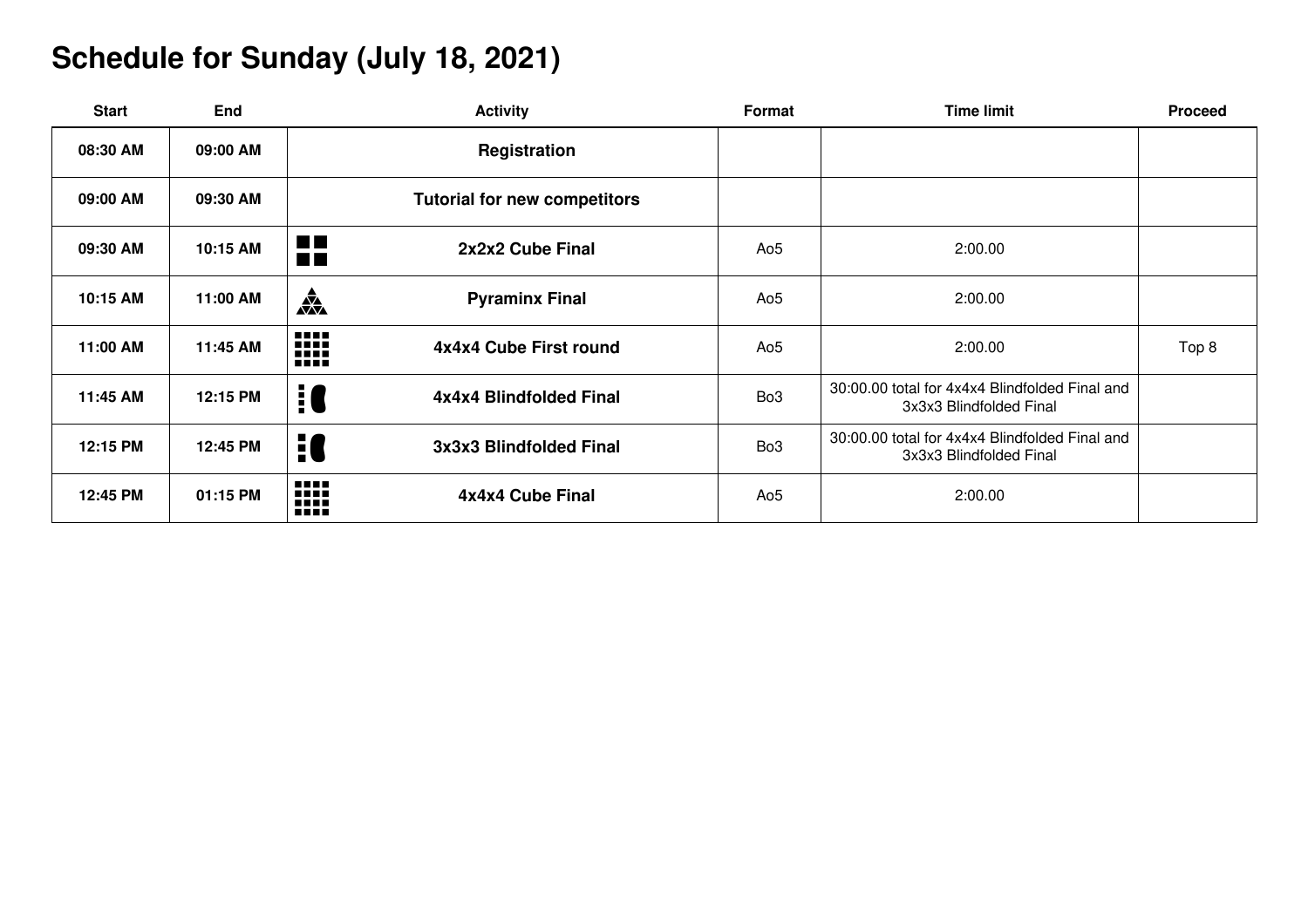# Schedule for Sunday (July 18, 2021)

| Start | End | Activity | Format | Time limit | Proceed |
| --- | --- | --- | --- | --- | --- |
| 08:30 AM | 09:00 AM | **Registration** | | | |
| 09:00 AM | 09:30 AM | **Tutorial for new competitors** | | | |
| 09:30 AM | 10:15 AM | **2x2x2 Cube Final** | Ao5 | 2:00.00 | |
| 10:15 AM | 11:00 AM | **Pyraminx Final** | Ao5 | 2:00.00 | |
| 11:00 AM | 11:45 AM | **4x4x4 Cube First round** | Ao5 | 2:00.00 | Top 8 |
| 11:45 AM | 12:15 PM | **4x4x4 Blindfolded Final** | Bo3 | 30:00.00 total for 4x4x4 Blindfolded Final and 3x3x3 Blindfolded Final | |
| 12:15 PM | 12:45 PM | **3x3x3 Blindfolded Final** | Bo3 | 30:00.00 total for 4x4x4 Blindfolded Final and 3x3x3 Blindfolded Final | |
| 12:45 PM | 01:15 PM | **4x4x4 Cube Final** | Ao5 | 2:00.00 | |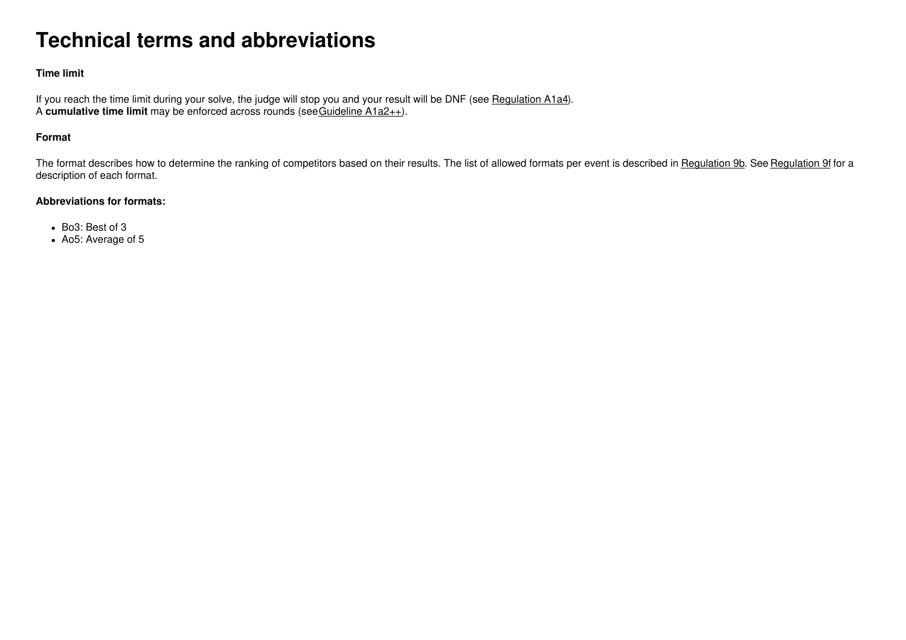# Technical terms and abbreviations

**Time limit**

If you reach the time limit during your solve, the judge will stop you and your result will be DNF (see Regulation A1a4).
A **cumulative time limit** may be enforced across rounds (see Guideline A1a2++).

**Format**

The format describes how to determine the ranking of competitors based on their results. The list of allowed formats per event is described in Regulation 9b. See Regulation 9f for a description of each format.

**Abbreviations for formats:**

- Bo3: Best of 3
- Ao5: Average of 5